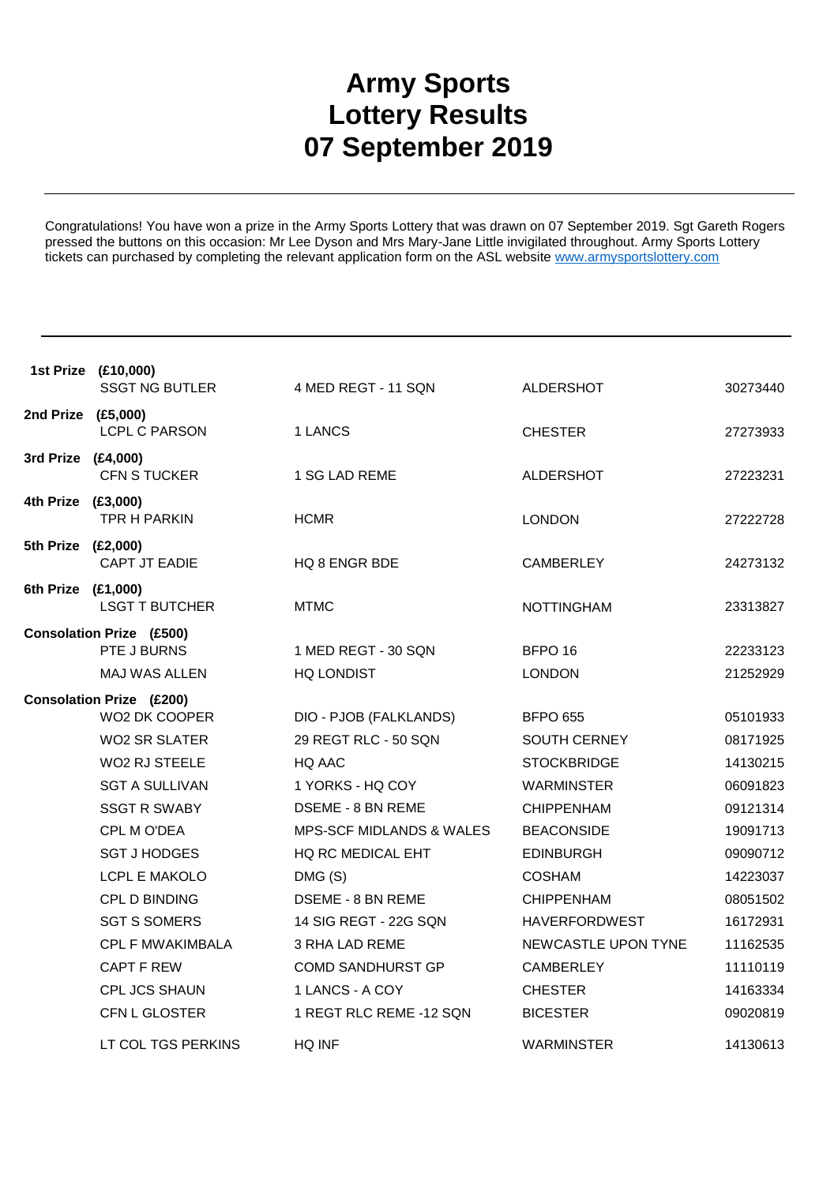# Army Sports Lottery Results 07 September 2019

Congratulations! You have won a prize in the Army Sports Lottery that was drawn on 07 September 2019. Sgt Gareth Rogers pressed the buttons on this occasion: Mr Lee Dyson and Mrs Mary-Jane Little invigilated throughout. Army Sports Lottery tickets can purchased by completing the relevant application form on the ASL website www.armysportslottery.com

| Prize | Name | Unit | Location | Number |
|---|---|---|---|---|
| **1st Prize (£10,000)** | SSGT NG BUTLER | 4 MED REGT - 11 SQN | ALDERSHOT | 30273440 |
| **2nd Prize (£5,000)** | LCPL C PARSON | 1 LANCS | CHESTER | 27273933 |
| **3rd Prize (£4,000)** | CFN S TUCKER | 1 SG LAD REME | ALDERSHOT | 27223231 |
| **4th Prize (£3,000)** | TPR H PARKIN | HCMR | LONDON | 27222728 |
| **5th Prize (£2,000)** | CAPT JT EADIE | HQ 8 ENGR BDE | CAMBERLEY | 24273132 |
| **6th Prize (£1,000)** | LSGT T BUTCHER | MTMC | NOTTINGHAM | 23313827 |
| **Consolation Prize (£500)** | PTE J BURNS | 1 MED REGT - 30 SQN | BFPO 16 | 22233123 |
| | MAJ WAS ALLEN | HQ LONDIST | LONDON | 21252929 |
| **Consolation Prize (£200)** | WO2 DK COOPER | DIO - PJOB (FALKLANDS) | BFPO 655 | 05101933 |
| | WO2 SR SLATER | 29 REGT RLC - 50 SQN | SOUTH CERNEY | 08171925 |
| | WO2 RJ STEELE | HQ AAC | STOCKBRIDGE | 14130215 |
| | SGT A SULLIVAN | 1 YORKS - HQ COY | WARMINSTER | 06091823 |
| | SSGT R SWABY | DSEME - 8 BN REME | CHIPPENHAM | 09121314 |
| | CPL M O'DEA | MPS-SCF MIDLANDS & WALES | BEACONSIDE | 19091713 |
| | SGT J HODGES | HQ RC MEDICAL EHT | EDINBURGH | 09090712 |
| | LCPL E MAKOLO | DMG (S) | COSHAM | 14223037 |
| | CPL D BINDING | DSEME - 8 BN REME | CHIPPENHAM | 08051502 |
| | SGT S SOMERS | 14 SIG REGT - 22G SQN | HAVERFORDWEST | 16172931 |
| | CPL F MWAKIMBALA | 3 RHA LAD REME | NEWCASTLE UPON TYNE | 11162535 |
| | CAPT F REW | COMD SANDHURST GP | CAMBERLEY | 11110119 |
| | CPL JCS SHAUN | 1 LANCS - A COY | CHESTER | 14163334 |
| | CFN L GLOSTER | 1 REGT RLC REME -12 SQN | BICESTER | 09020819 |
| | LT COL TGS PERKINS | HQ INF | WARMINSTER | 14130613 |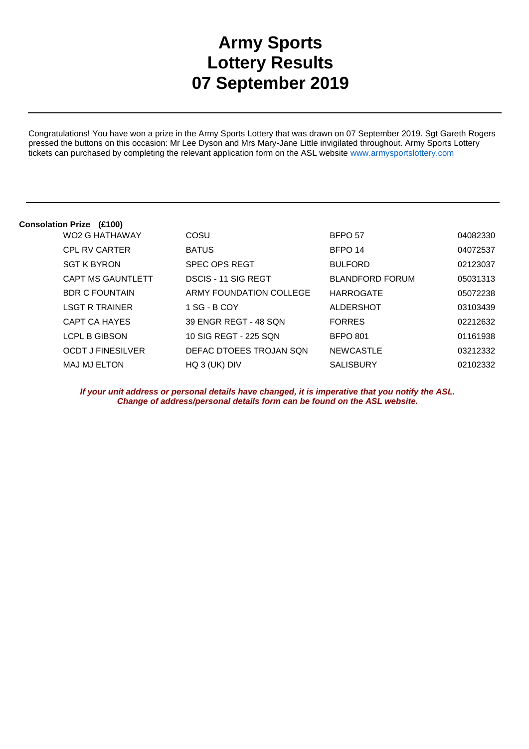# Army Sports
# Lottery Results
# 07 September 2019

Congratulations! You have won a prize in the Army Sports Lottery that was drawn on 07 September 2019. Sgt Gareth Rogers pressed the buttons on this occasion: Mr Lee Dyson and Mrs Mary-Jane Little invigilated throughout. Army Sports Lottery tickets can purchased by completing the relevant application form on the ASL website [www.armysportslottery.com](http://www.armysportslottery.com)

**Consolation Prize (£100)**

| | | | |
|---|---|---|---|
| WO2 G HATHAWAY | COSU | BFPO 57 | 04082330 |
| CPL RV CARTER | BATUS | BFPO 14 | 04072537 |
| SGT K BYRON | SPEC OPS REGT | BULFORD | 02123037 |
| CAPT MS GAUNTLETT | DSCIS - 11 SIG REGT | BLANDFORD FORUM | 05031313 |
| BDR C FOUNTAIN | ARMY FOUNDATION COLLEGE | HARROGATE | 05072238 |
| LSGT R TRAINER | 1 SG - B COY | ALDERSHOT | 03103439 |
| CAPT CA HAYES | 39 ENGR REGT - 48 SQN | FORRES | 02212632 |
| LCPL B GIBSON | 10 SIG REGT - 225 SQN | BFPO 801 | 01161938 |
| OCDT J FINESILVER | DEFAC DTOEES TROJAN SQN | NEWCASTLE | 03212332 |
| MAJ MJ ELTON | HQ 3 (UK) DIV | SALISBURY | 02102332 |

***If your unit address or personal details have changed, it is imperative that you notify the ASL. Change of address/personal details form can be found on the ASL website.***